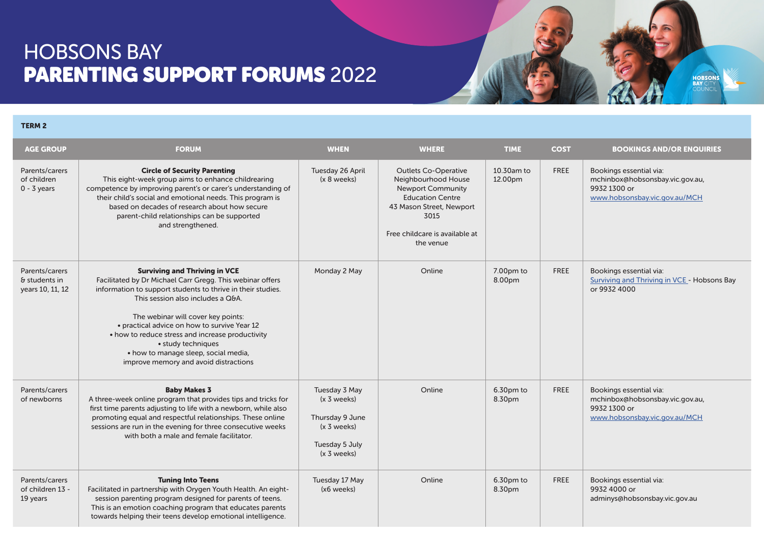# HOBSONS BAY

# PARENTING SUPPORT FORUMS 2022

HOBSONS BAY CITY COUNCIL

**TERM 2**

| AGE GROUP | FORUM | WHEN | WHERE | TIME | COST | BOOKINGS AND/OR ENQUIRIES |
|---|---|---|---|---|---|---|
| Parents/carers of children 0 - 3 years | **Circle of Security Parenting**<br>This eight-week group aims to enhance childrearing competence by improving parent's or carer's understanding of their child's social and emotional needs. This program is based on decades of research about how secure parent-child relationships can be supported and strengthened. | Tuesday 26 April (x 8 weeks) | Outlets Co-Operative Neighbourhood House Newport Community Education Centre<br>43 Mason Street, Newport 3015<br><br>Free childcare is available at the venue | 10.30am to 12.00pm | FREE | Bookings essential via:<br>mchinbox@hobsonsbay.vic.gov.au, 9932 1300 or<br>www.hobsonsbay.vic.gov.au/MCH |
| Parents/carers & students in years 10, 11, 12 | **Surviving and Thriving in VCE**<br>Facilitated by Dr Michael Carr Gregg. This webinar offers information to support students to thrive in their studies. This session also includes a Q&A.<br><br>The webinar will cover key points:<br>• practical advice on how to survive Year 12<br>• how to reduce stress and increase productivity<br>• study techniques<br>• how to manage sleep, social media, improve memory and avoid distractions | Monday 2 May | Online | 7.00pm to 8.00pm | FREE | Bookings essential via:<br>Surviving and Thriving in VCE - Hobsons Bay or 9932 4000 |
| Parents/carers of newborns | **Baby Makes 3**<br>A three-week online program that provides tips and tricks for first time parents adjusting to life with a newborn, while also promoting equal and respectful relationships. These online sessions are run in the evening for three consecutive weeks with both a male and female facilitator. | Tuesday 3 May (x 3 weeks)<br><br>Thursday 9 June (x 3 weeks)<br><br>Tuesday 5 July (x 3 weeks) | Online | 6.30pm to 8.30pm | FREE | Bookings essential via:<br>mchinbox@hobsonsbay.vic.gov.au, 9932 1300 or<br>www.hobsonsbay.vic.gov.au/MCH |
| Parents/carers of children 13 - 19 years | **Tuning Into Teens**<br>Facilitated in partnership with Orygen Youth Health. An eight-session parenting program designed for parents of teens. This is an emotion coaching program that educates parents towards helping their teens develop emotional intelligence. | Tuesday 17 May (x6 weeks) | Online | 6.30pm to 8.30pm | FREE | Bookings essential via:<br>9932 4000 or<br>adminys@hobsonsbay.vic.gov.au |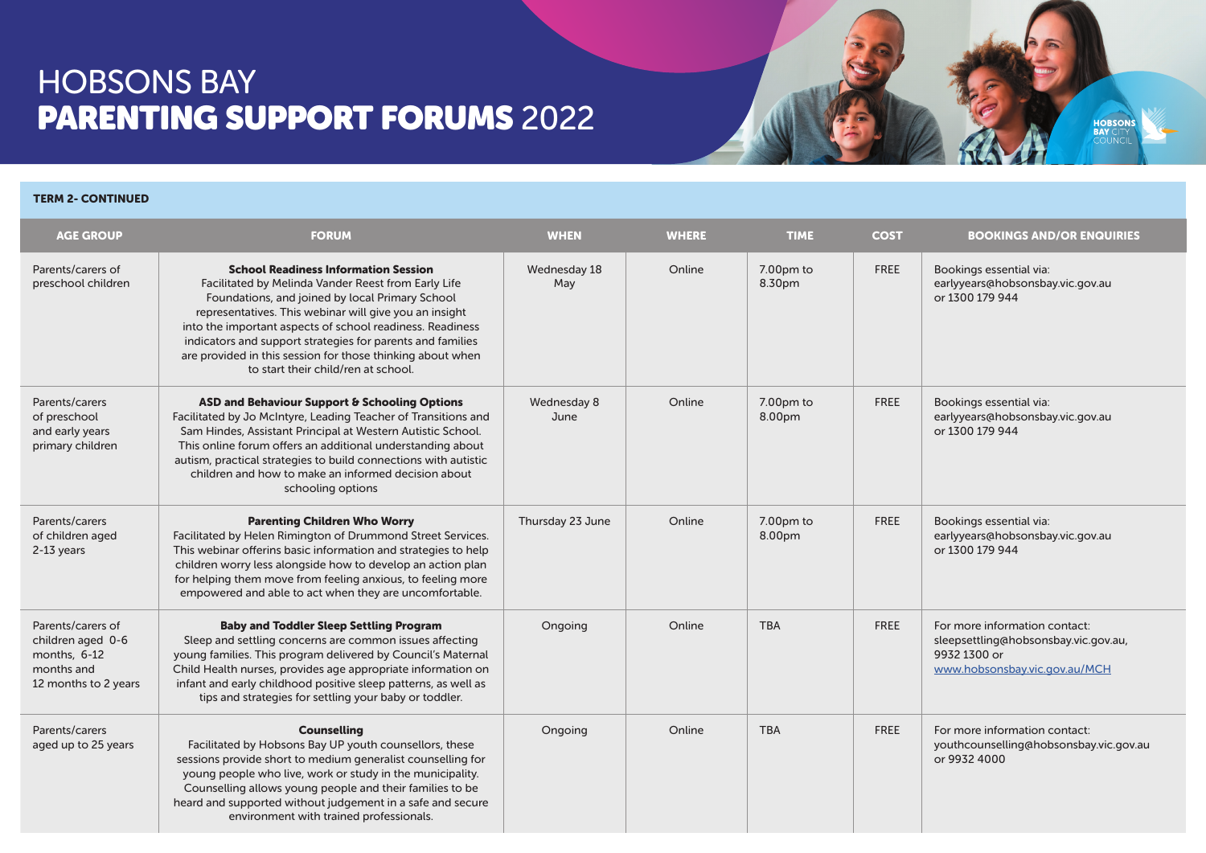# HOBSONS BAY
# PARENTING SUPPORT FORUMS 2022

**TERM 2- CONTINUED**

| AGE GROUP | FORUM | WHEN | WHERE | TIME | COST | BOOKINGS AND/OR ENQUIRIES |
|---|---|---|---|---|---|---|
| Parents/carers of preschool children | **School Readiness Information Session** Facilitated by Melinda Vander Reest from Early Life Foundations, and joined by local Primary School representatives. This webinar will give you an insight into the important aspects of school readiness. Readiness indicators and support strategies for parents and families are provided in this session for those thinking about when to start their child/ren at school. | Wednesday 18 May | Online | 7.00pm to 8.30pm | FREE | Bookings essential via: earlyyears@hobsonsbay.vic.gov.au or 1300 179 944 |
| Parents/carers of preschool and early years primary children | **ASD and Behaviour Support & Schooling Options** Facilitated by Jo McIntyre, Leading Teacher of Transitions and Sam Hindes, Assistant Principal at Western Autistic School. This online forum offers an additional understanding about autism, practical strategies to build connections with autistic children and how to make an informed decision about schooling options | Wednesday 8 June | Online | 7.00pm to 8.00pm | FREE | Bookings essential via: earlyyears@hobsonsbay.vic.gov.au or 1300 179 944 |
| Parents/carers of children aged 2-13 years | **Parenting Children Who Worry** Facilitated by Helen Rimington of Drummond Street Services. This webinar offerins basic information and strategies to help children worry less alongside how to develop an action plan for helping them move from feeling anxious, to feeling more empowered and able to act when they are uncomfortable. | Thursday 23 June | Online | 7.00pm to 8.00pm | FREE | Bookings essential via: earlyyears@hobsonsbay.vic.gov.au or 1300 179 944 |
| Parents/carers of children aged 0-6 months, 6-12 months and 12 months to 2 years | **Baby and Toddler Sleep Settling Program** Sleep and settling concerns are common issues affecting young families. This program delivered by Council's Maternal Child Health nurses, provides age appropriate information on infant and early childhood positive sleep patterns, as well as tips and strategies for settling your baby or toddler. | Ongoing | Online | TBA | FREE | For more information contact: sleepsettling@hobsonsbay.vic.gov.au, 9932 1300 or [www.hobsonsbay.vic.gov.au/MCH](www.hobsonsbay.vic.gov.au/MCH) |
| Parents/carers aged up to 25 years | **Counselling** Facilitated by Hobsons Bay UP youth counsellors, these sessions provide short to medium generalist counselling for young people who live, work or study in the municipality. Counselling allows young people and their families to be heard and supported without judgement in a safe and secure environment with trained professionals. | Ongoing | Online | TBA | FREE | For more information contact: youthcounselling@hobsonsbay.vic.gov.au or 9932 4000 |